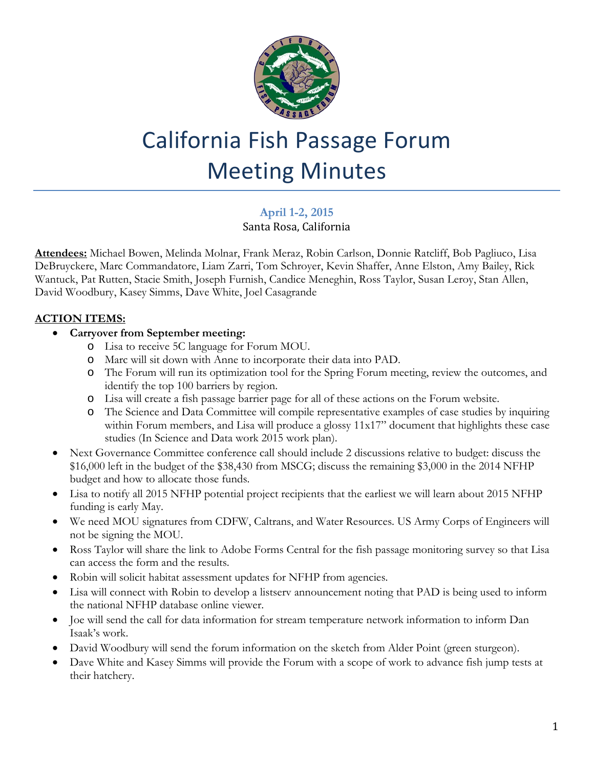# California Fish Passage Forum
# Meeting Minutes

**April 1-2, 2015**
Santa Rosa, California

**Attendees:** Michael Bowen, Melinda Molnar, Frank Meraz, Robin Carlson, Donnie Ratcliff, Bob Pagliuco, Lisa DeBruyckere, Marc Commandatore, Liam Zarri, Tom Schroyer, Kevin Shaffer, Anne Elston, Amy Bailey, Rick Wantuck, Pat Rutten, Stacie Smith, Joseph Furnish, Candice Meneghin, Ross Taylor, Susan Leroy, Stan Allen, David Woodbury, Kasey Simms, Dave White, Joel Casagrande

## ACTION ITEMS:

- **Carryover from September meeting:**
  - Lisa to receive 5C language for Forum MOU.
  - Marc will sit down with Anne to incorporate their data into PAD.
  - The Forum will run its optimization tool for the Spring Forum meeting, review the outcomes, and identify the top 100 barriers by region.
  - Lisa will create a fish passage barrier page for all of these actions on the Forum website.
  - The Science and Data Committee will compile representative examples of case studies by inquiring within Forum members, and Lisa will produce a glossy 11x17" document that highlights these case studies (In Science and Data work 2015 work plan).
- Next Governance Committee conference call should include 2 discussions relative to budget: discuss the $16,000 left in the budget of the $38,430 from MSCG; discuss the remaining $3,000 in the 2014 NFHP budget and how to allocate those funds.
- Lisa to notify all 2015 NFHP potential project recipients that the earliest we will learn about 2015 NFHP funding is early May.
- We need MOU signatures from CDFW, Caltrans, and Water Resources. US Army Corps of Engineers will not be signing the MOU.
- Ross Taylor will share the link to Adobe Forms Central for the fish passage monitoring survey so that Lisa can access the form and the results.
- Robin will solicit habitat assessment updates for NFHP from agencies.
- Lisa will connect with Robin to develop a listserv announcement noting that PAD is being used to inform the national NFHP database online viewer.
- Joe will send the call for data information for stream temperature network information to inform Dan Isaak's work.
- David Woodbury will send the forum information on the sketch from Alder Point (green sturgeon).
- Dave White and Kasey Simms will provide the Forum with a scope of work to advance fish jump tests at their hatchery.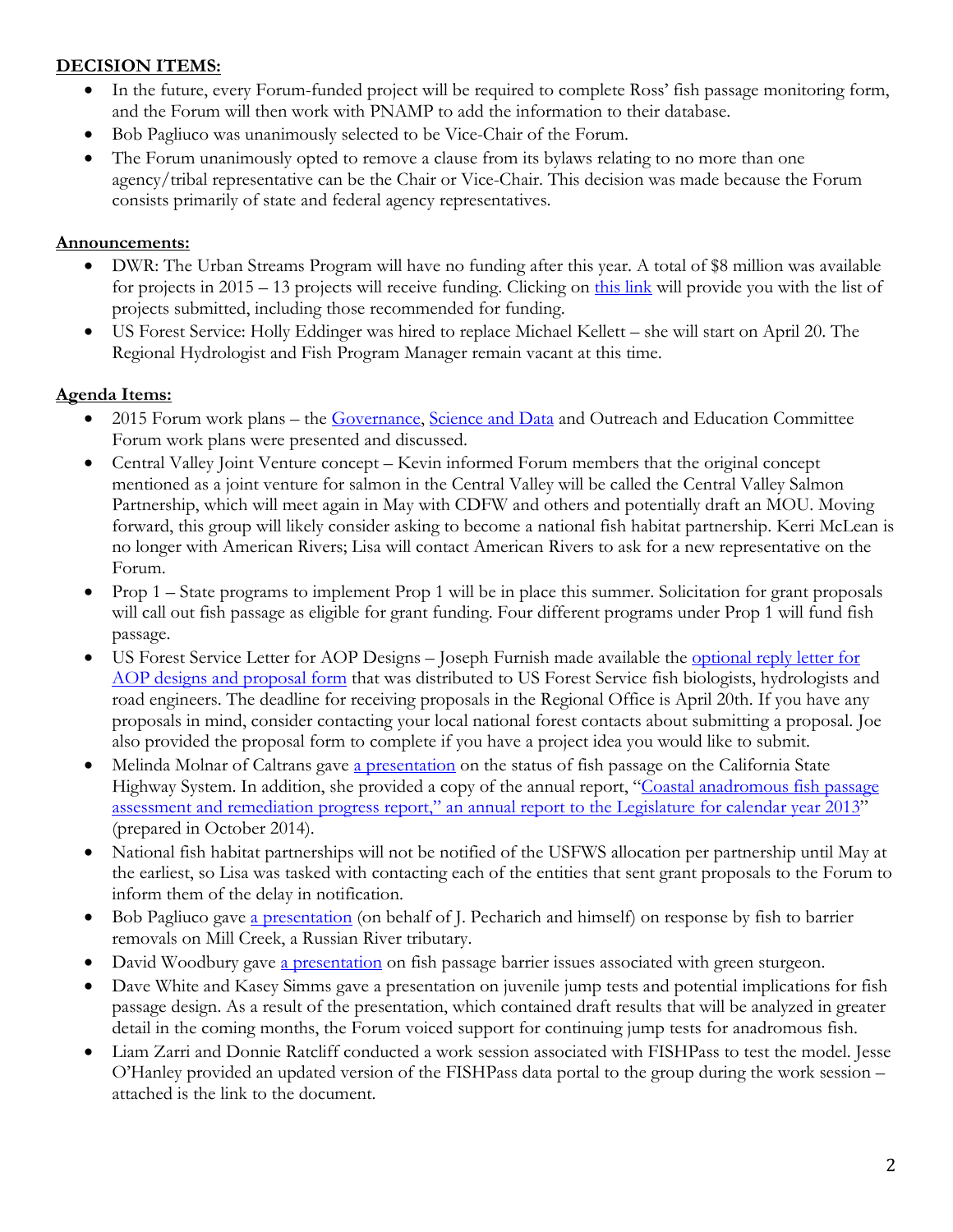**DECISION ITEMS:**

- In the future, every Forum-funded project will be required to complete Ross' fish passage monitoring form, and the Forum will then work with PNAMP to add the information to their database.
- Bob Pagliuco was unanimously selected to be Vice-Chair of the Forum.
- The Forum unanimously opted to remove a clause from its bylaws relating to no more than one agency/tribal representative can be the Chair or Vice-Chair. This decision was made because the Forum consists primarily of state and federal agency representatives.

**Announcements:**

- DWR: The Urban Streams Program will have no funding after this year. A total of $8 million was available for projects in 2015 – 13 projects will receive funding. Clicking on this link will provide you with the list of projects submitted, including those recommended for funding.
- US Forest Service: Holly Eddinger was hired to replace Michael Kellett – she will start on April 20. The Regional Hydrologist and Fish Program Manager remain vacant at this time.

**Agenda Items:**

- 2015 Forum work plans – the Governance, Science and Data and Outreach and Education Committee Forum work plans were presented and discussed.
- Central Valley Joint Venture concept – Kevin informed Forum members that the original concept mentioned as a joint venture for salmon in the Central Valley will be called the Central Valley Salmon Partnership, which will meet again in May with CDFW and others and potentially draft an MOU. Moving forward, this group will likely consider asking to become a national fish habitat partnership. Kerri McLean is no longer with American Rivers; Lisa will contact American Rivers to ask for a new representative on the Forum.
- Prop 1 – State programs to implement Prop 1 will be in place this summer. Solicitation for grant proposals will call out fish passage as eligible for grant funding. Four different programs under Prop 1 will fund fish passage.
- US Forest Service Letter for AOP Designs – Joseph Furnish made available the optional reply letter for AOP designs and proposal form that was distributed to US Forest Service fish biologists, hydrologists and road engineers. The deadline for receiving proposals in the Regional Office is April 20th. If you have any proposals in mind, consider contacting your local national forest contacts about submitting a proposal. Joe also provided the proposal form to complete if you have a project idea you would like to submit.
- Melinda Molnar of Caltrans gave a presentation on the status of fish passage on the California State Highway System. In addition, she provided a copy of the annual report, "Coastal anadromous fish passage assessment and remediation progress report," an annual report to the Legislature for calendar year 2013" (prepared in October 2014).
- National fish habitat partnerships will not be notified of the USFWS allocation per partnership until May at the earliest, so Lisa was tasked with contacting each of the entities that sent grant proposals to the Forum to inform them of the delay in notification.
- Bob Pagliuco gave a presentation (on behalf of J. Pecharich and himself) on response by fish to barrier removals on Mill Creek, a Russian River tributary.
- David Woodbury gave a presentation on fish passage barrier issues associated with green sturgeon.
- Dave White and Kasey Simms gave a presentation on juvenile jump tests and potential implications for fish passage design. As a result of the presentation, which contained draft results that will be analyzed in greater detail in the coming months, the Forum voiced support for continuing jump tests for anadromous fish.
- Liam Zarri and Donnie Ratcliff conducted a work session associated with FISHPass to test the model. Jesse O'Hanley provided an updated version of the FISHPass data portal to the group during the work session – attached is the link to the document.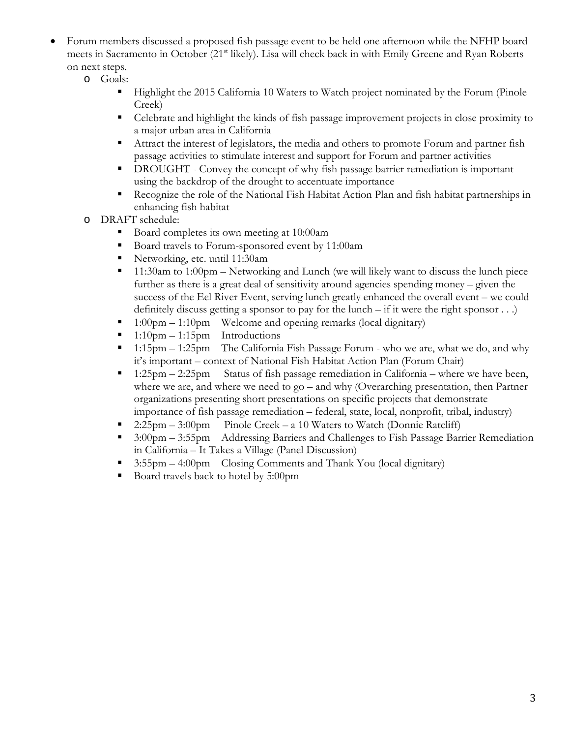- Forum members discussed a proposed fish passage event to be held one afternoon while the NFHP board meets in Sacramento in October (21st likely). Lisa will check back in with Emily Greene and Ryan Roberts on next steps.
  - Goals:
    - Highlight the 2015 California 10 Waters to Watch project nominated by the Forum (Pinole Creek)
    - Celebrate and highlight the kinds of fish passage improvement projects in close proximity to a major urban area in California
    - Attract the interest of legislators, the media and others to promote Forum and partner fish passage activities to stimulate interest and support for Forum and partner activities
    - DROUGHT - Convey the concept of why fish passage barrier remediation is important using the backdrop of the drought to accentuate importance
    - Recognize the role of the National Fish Habitat Action Plan and fish habitat partnerships in enhancing fish habitat
  - DRAFT schedule:
    - Board completes its own meeting at 10:00am
    - Board travels to Forum-sponsored event by 11:00am
    - Networking, etc. until 11:30am
    - 11:30am to 1:00pm – Networking and Lunch (we will likely want to discuss the lunch piece further as there is a great deal of sensitivity around agencies spending money – given the success of the Eel River Event, serving lunch greatly enhanced the overall event – we could definitely discuss getting a sponsor to pay for the lunch – if it were the right sponsor . . .)
    - 1:00pm – 1:10pm Welcome and opening remarks (local dignitary)
    - 1:10pm – 1:15pm Introductions
    - 1:15pm – 1:25pm The California Fish Passage Forum - who we are, what we do, and why it's important – context of National Fish Habitat Action Plan (Forum Chair)
    - 1:25pm – 2:25pm Status of fish passage remediation in California – where we have been, where we are, and where we need to go – and why (Overarching presentation, then Partner organizations presenting short presentations on specific projects that demonstrate importance of fish passage remediation – federal, state, local, nonprofit, tribal, industry)
    - 2:25pm – 3:00pm Pinole Creek – a 10 Waters to Watch (Donnie Ratcliff)
    - 3:00pm – 3:55pm Addressing Barriers and Challenges to Fish Passage Barrier Remediation in California – It Takes a Village (Panel Discussion)
    - 3:55pm – 4:00pm Closing Comments and Thank You (local dignitary)
    - Board travels back to hotel by 5:00pm